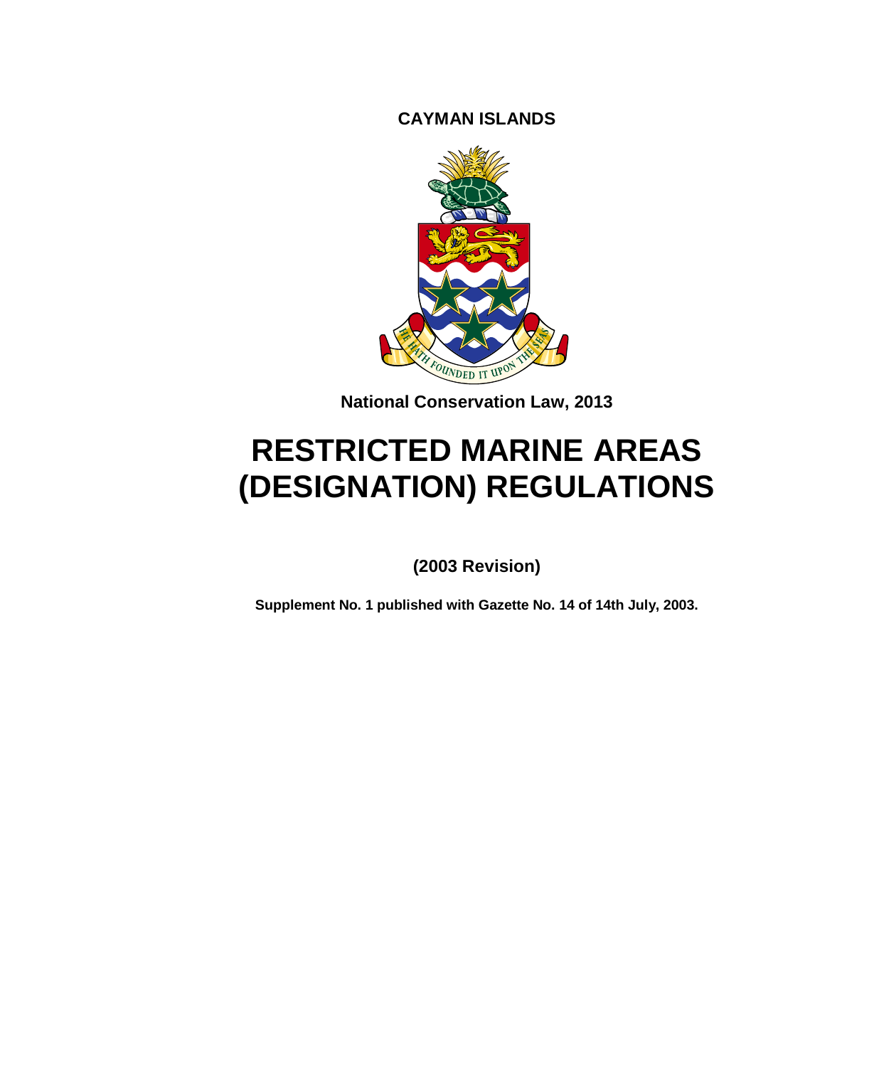**CAYMAN ISLANDS**

**National Conservation Law, 2013**

# RESTRICTED MARINE AREAS (DESIGNATION) REGULATIONS

**(2003 Revision)**

**Supplement No. 1 published with Gazette No. 14 of 14th July, 2003.**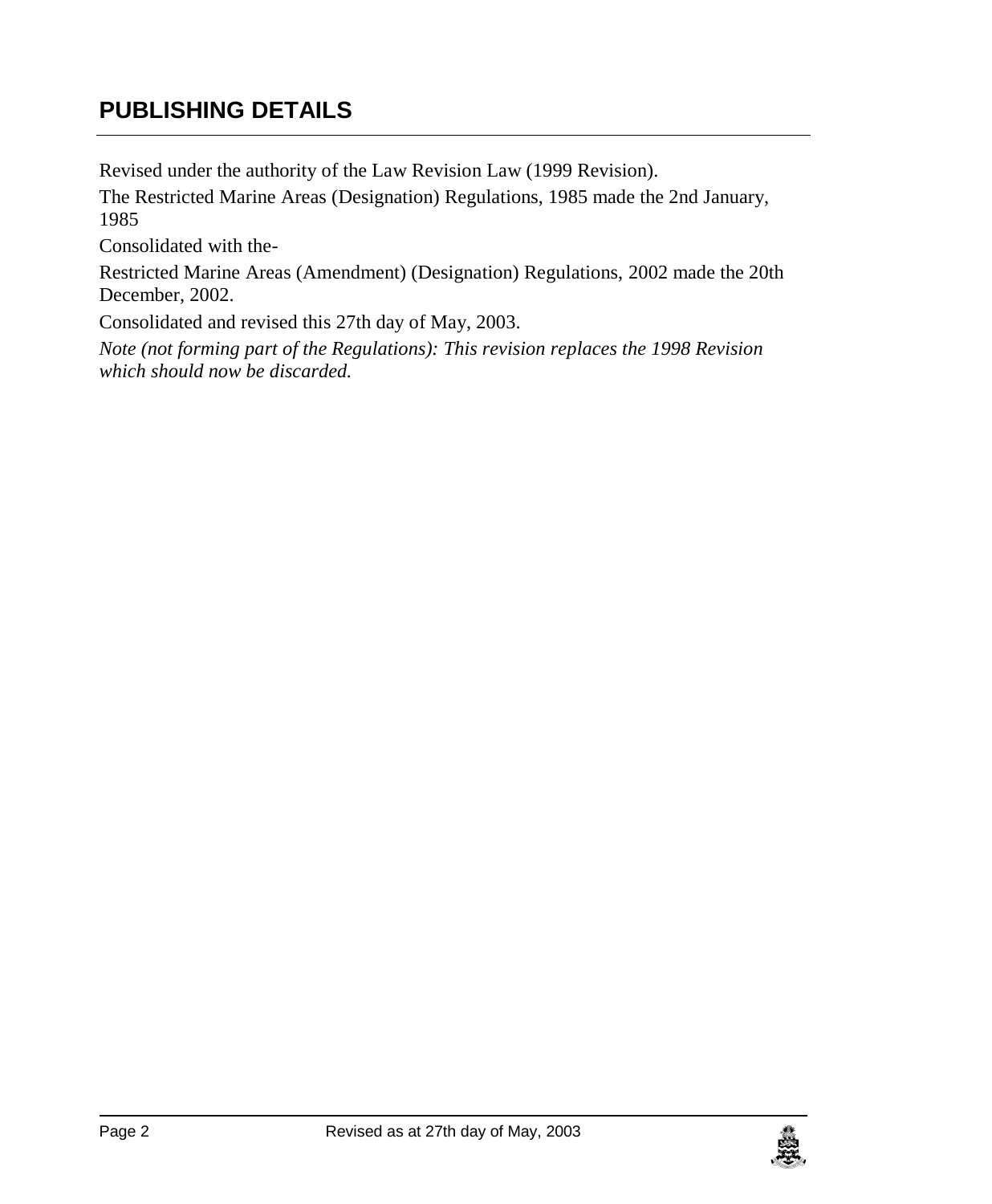# PUBLISHING DETAILS

Revised under the authority of the Law Revision Law (1999 Revision).

The Restricted Marine Areas (Designation) Regulations, 1985 made the 2nd January, 1985

Consolidated with the-

Restricted Marine Areas (Amendment) (Designation) Regulations, 2002 made the 20th December, 2002.

Consolidated and revised this 27th day of May, 2003.

*Note (not forming part of the Regulations): This revision replaces the 1998 Revision which should now be discarded.*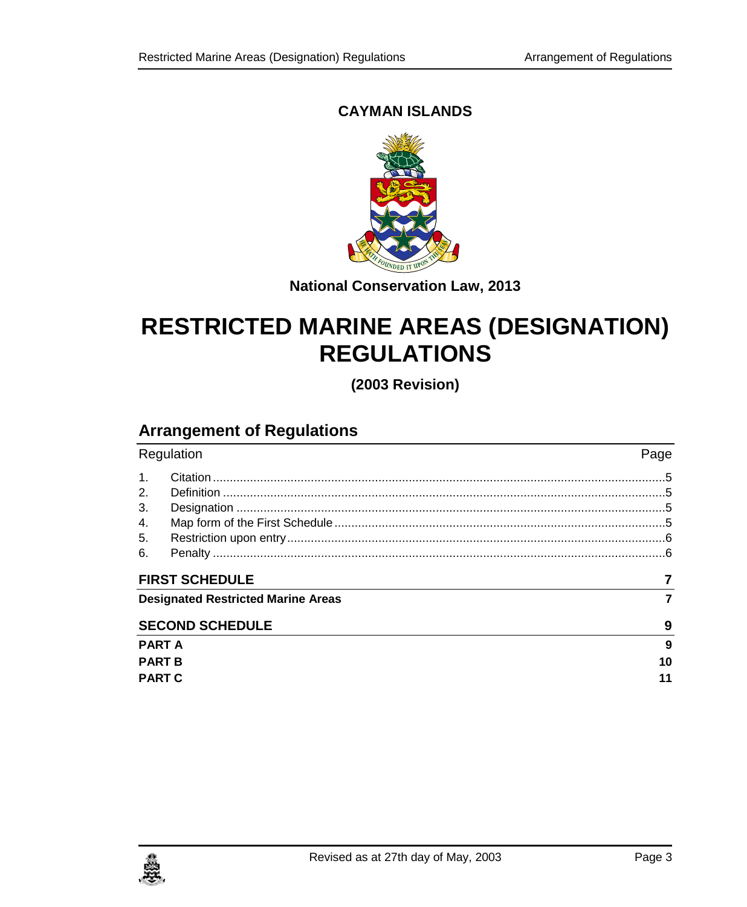**CAYMAN ISLANDS**

**National Conservation Law, 2013**

# RESTRICTED MARINE AREAS (DESIGNATION) REGULATIONS

**(2003 Revision)**

## Arrangement of Regulations

| Regulation | | Page |
|---|---|---|
| 1. | Citation | 5 |
| 2. | Definition | 5 |
| 3. | Designation | 5 |
| 4. | Map form of the First Schedule | 5 |
| 5. | Restriction upon entry | 6 |
| 6. | Penalty | 6 |

| | |
|---|---|
| **FIRST SCHEDULE** | **7** |
| **Designated Restricted Marine Areas** | **7** |
| **SECOND SCHEDULE** | **9** |
| **PART A** | **9** |
| **PART B** | **10** |
| **PART C** | **11** |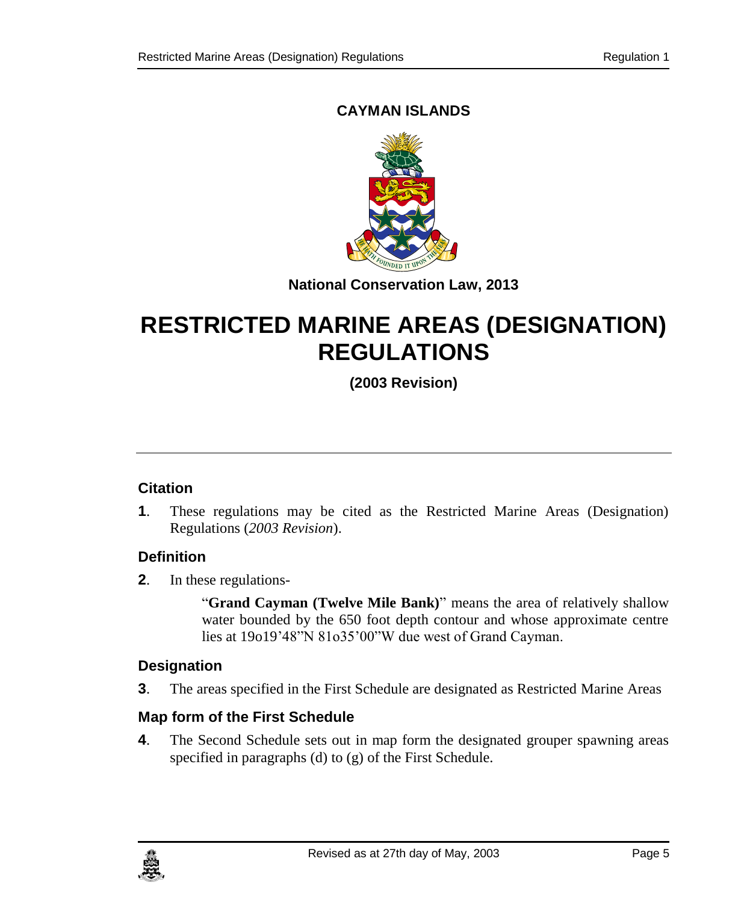**CAYMAN ISLANDS**

**National Conservation Law, 2013**

# RESTRICTED MARINE AREAS (DESIGNATION) REGULATIONS

**(2003 Revision)**

---

### Citation

**1**. These regulations may be cited as the Restricted Marine Areas (Designation) Regulations (*2003 Revision*).

### Definition

**2**. In these regulations-

"**Grand Cayman (Twelve Mile Bank)**" means the area of relatively shallow water bounded by the 650 foot depth contour and whose approximate centre lies at 19o19'48"N 81o35'00"W due west of Grand Cayman.

### Designation

**3**. The areas specified in the First Schedule are designated as Restricted Marine Areas

### Map form of the First Schedule

**4**. The Second Schedule sets out in map form the designated grouper spawning areas specified in paragraphs (d) to (g) of the First Schedule.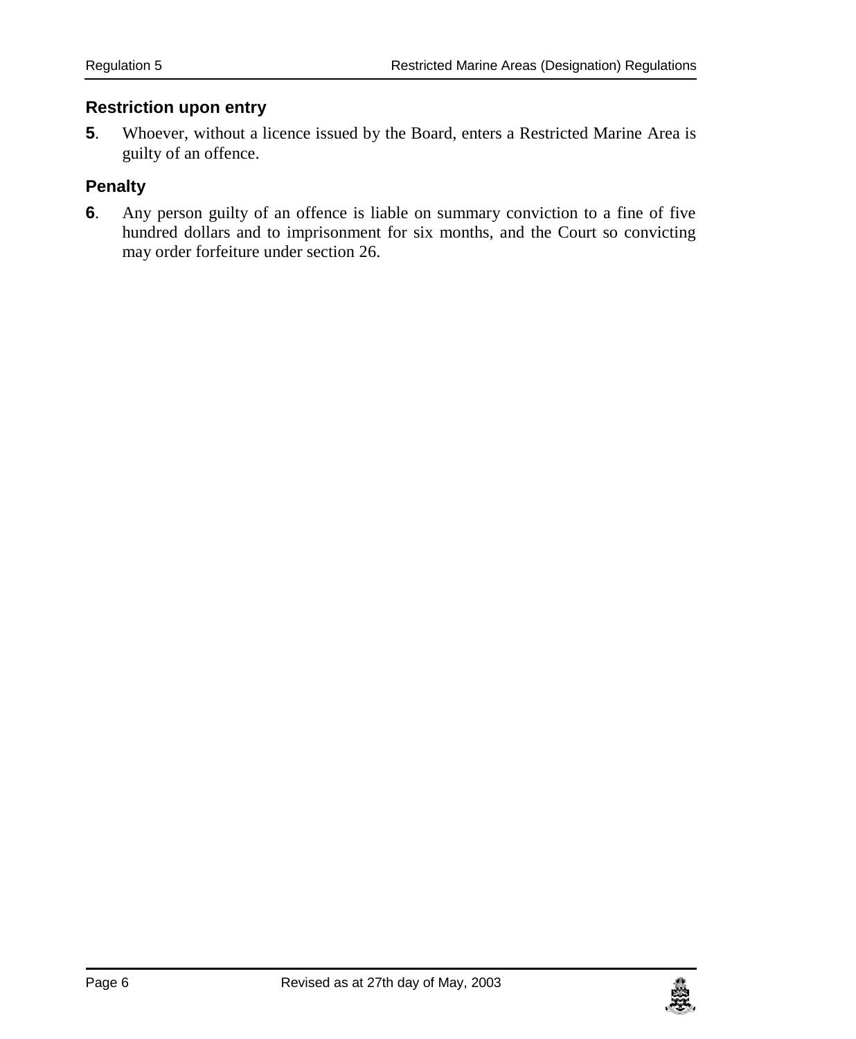## Restriction upon entry

**5**. Whoever, without a licence issued by the Board, enters a Restricted Marine Area is guilty of an offence.

## Penalty

**6**. Any person guilty of an offence is liable on summary conviction to a fine of five hundred dollars and to imprisonment for six months, and the Court so convicting may order forfeiture under section 26.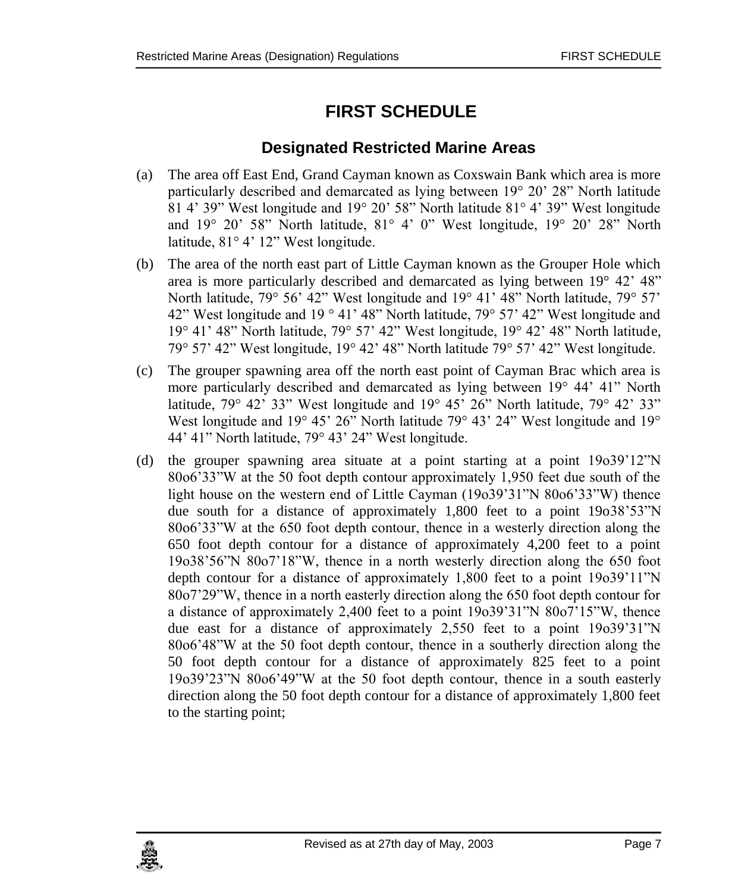# FIRST SCHEDULE

## Designated Restricted Marine Areas

(a) The area off East End, Grand Cayman known as Coxswain Bank which area is more particularly described and demarcated as lying between 19° 20' 28" North latitude 81 4' 39" West longitude and 19° 20' 58" North latitude 81° 4' 39" West longitude and 19° 20' 58" North latitude, 81° 4' 0" West longitude, 19° 20' 28" North latitude, 81° 4' 12" West longitude.

(b) The area of the north east part of Little Cayman known as the Grouper Hole which area is more particularly described and demarcated as lying between 19° 42' 48" North latitude, 79° 56' 42" West longitude and 19° 41' 48" North latitude, 79° 57' 42" West longitude and 19 ° 41' 48" North latitude, 79° 57' 42" West longitude and 19° 41' 48" North latitude, 79° 57' 42" West longitude, 19° 42' 48" North latitude, 79° 57' 42" West longitude, 19° 42' 48" North latitude 79° 57' 42" West longitude.

(c) The grouper spawning area off the north east point of Cayman Brac which area is more particularly described and demarcated as lying between 19° 44' 41" North latitude, 79° 42' 33" West longitude and 19° 45' 26" North latitude, 79° 42' 33" West longitude and 19° 45' 26" North latitude 79° 43' 24" West longitude and 19° 44' 41" North latitude, 79° 43' 24" West longitude.

(d) the grouper spawning area situate at a point starting at a point 19o39'12"N 80o6'33"W at the 50 foot depth contour approximately 1,950 feet due south of the light house on the western end of Little Cayman (19o39'31"N 80o6'33"W) thence due south for a distance of approximately 1,800 feet to a point 19o38'53"N 80o6'33"W at the 650 foot depth contour, thence in a westerly direction along the 650 foot depth contour for a distance of approximately 4,200 feet to a point 19o38'56"N 80o7'18"W, thence in a north westerly direction along the 650 foot depth contour for a distance of approximately 1,800 feet to a point 19o39'11"N 80o7'29"W, thence in a north easterly direction along the 650 foot depth contour for a distance of approximately 2,400 feet to a point 19o39'31"N 80o7'15"W, thence due east for a distance of approximately 2,550 feet to a point 19o39'31"N 80o6'48"W at the 50 foot depth contour, thence in a southerly direction along the 50 foot depth contour for a distance of approximately 825 feet to a point 19o39'23"N 80o6'49"W at the 50 foot depth contour, thence in a south easterly direction along the 50 foot depth contour for a distance of approximately 1,800 feet to the starting point;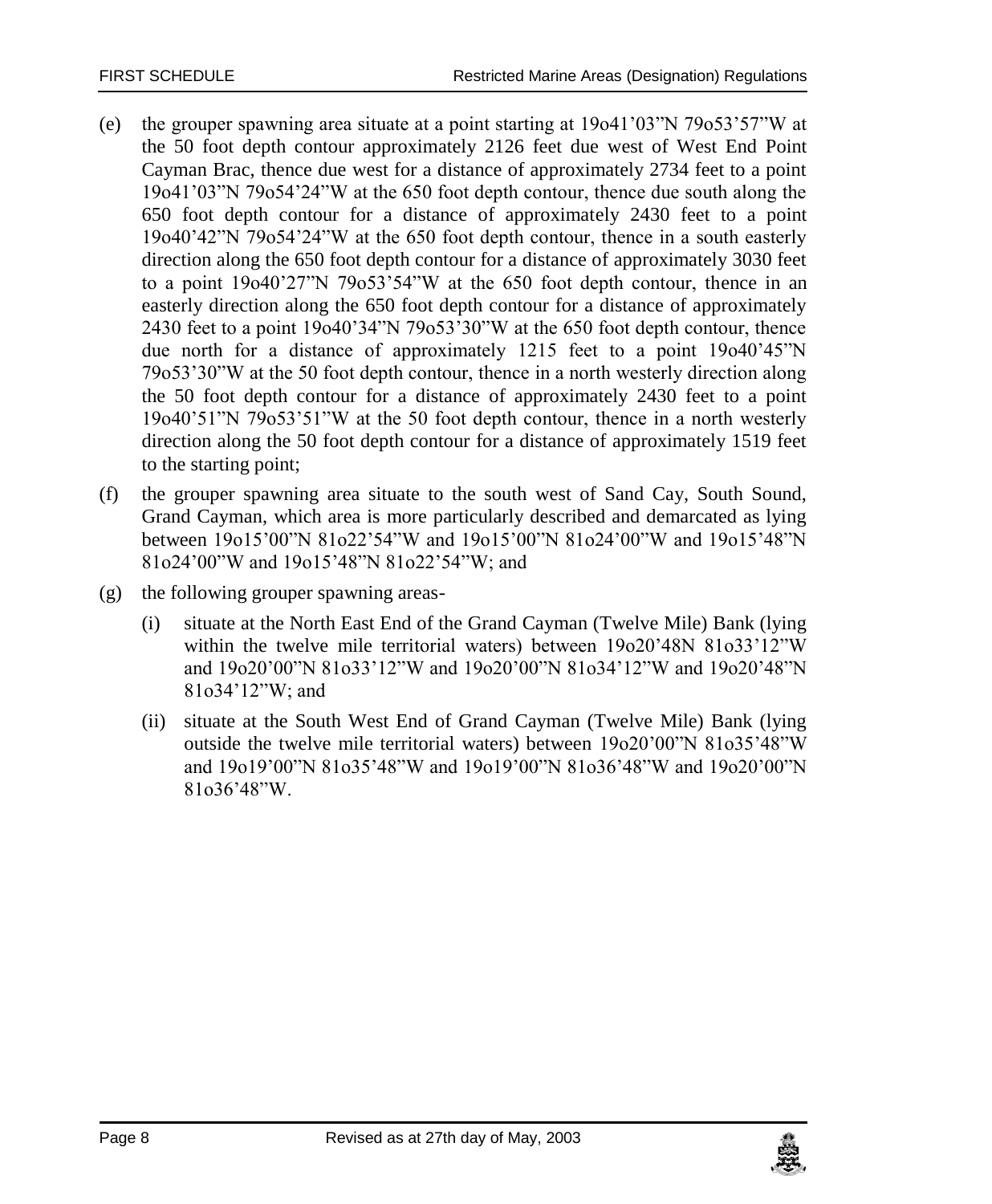(e) the grouper spawning area situate at a point starting at 19o41’03”N 79o53’57”W at the 50 foot depth contour approximately 2126 feet due west of West End Point Cayman Brac, thence due west for a distance of approximately 2734 feet to a point 19o41’03”N 79o54’24”W at the 650 foot depth contour, thence due south along the 650 foot depth contour for a distance of approximately 2430 feet to a point 19o40’42”N 79o54’24”W at the 650 foot depth contour, thence in a south easterly direction along the 650 foot depth contour for a distance of approximately 3030 feet to a point 19o40’27”N 79o53’54”W at the 650 foot depth contour, thence in an easterly direction along the 650 foot depth contour for a distance of approximately 2430 feet to a point 19o40’34”N 79o53’30”W at the 650 foot depth contour, thence due north for a distance of approximately 1215 feet to a point 19o40’45”N 79o53’30”W at the 50 foot depth contour, thence in a north westerly direction along the 50 foot depth contour for a distance of approximately 2430 feet to a point 19o40’51”N 79o53’51”W at the 50 foot depth contour, thence in a north westerly direction along the 50 foot depth contour for a distance of approximately 1519 feet to the starting point;

(f) the grouper spawning area situate to the south west of Sand Cay, South Sound, Grand Cayman, which area is more particularly described and demarcated as lying between 19o15’00”N 81o22’54”W and 19o15’00”N 81o24’00”W and 19o15’48”N 81o24’00”W and 19o15’48”N 81o22’54”W; and

(g) the following grouper spawning areas-

    (i) situate at the North East End of the Grand Cayman (Twelve Mile) Bank (lying within the twelve mile territorial waters) between 19o20’48N 81o33’12”W and 19o20’00”N 81o33’12”W and 19o20’00”N 81o34’12”W and 19o20’48”N 81o34’12”W; and

    (ii) situate at the South West End of Grand Cayman (Twelve Mile) Bank (lying outside the twelve mile territorial waters) between 19o20’00”N 81o35’48”W and 19o19’00”N 81o35’48”W and 19o19’00”N 81o36’48”W and 19o20’00”N 81o36’48”W.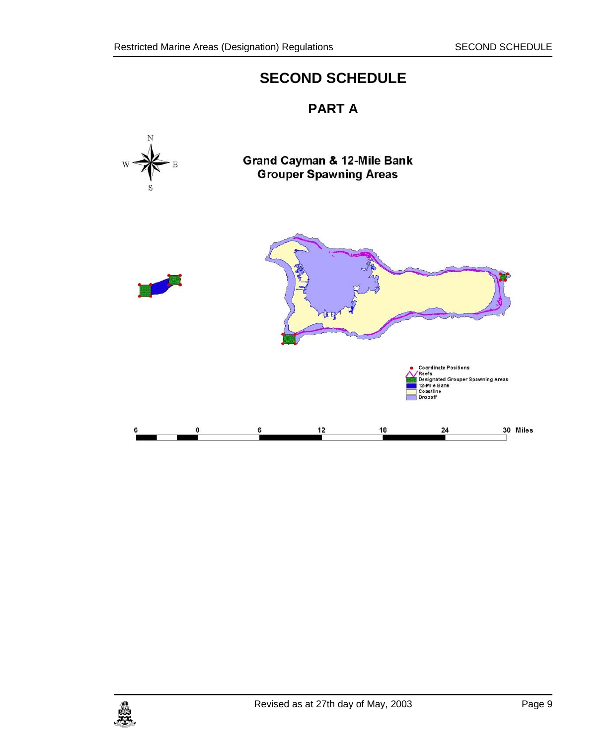# SECOND SCHEDULE

## PART A

**Grand Cayman & 12-Mile Bank**
**Grouper Spawning Areas**

- Coordinate Positions
- Reefs
- Designated Grouper Spawning Areas
- 12-Mile Bank
- Coastline
- Dropoff

6 0 6 12 18 24 30 Miles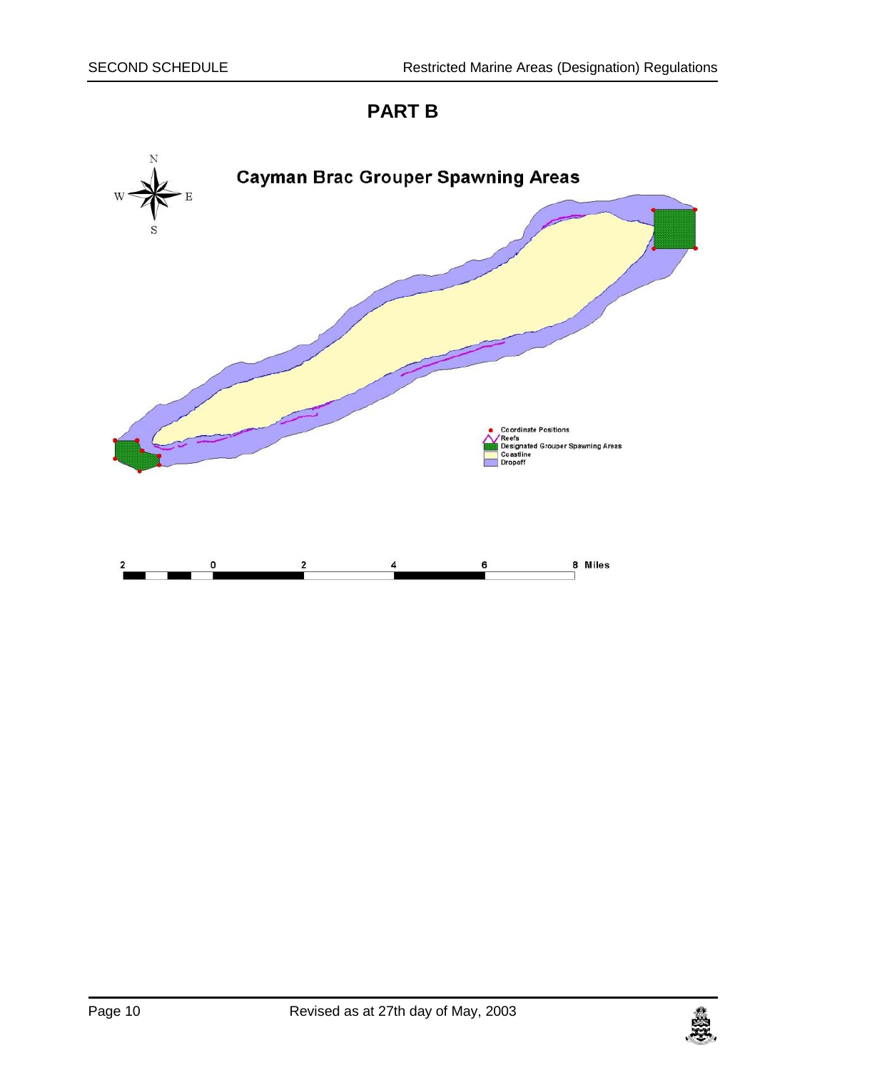## PART B

**Cayman Brac Grouper Spawning Areas**

N

W E

S

- Coordinate Positions
- Reefs
- Designated Grouper Spawning Areas
- Coastline
- Dropoff

2 0 2 4 6 8 Miles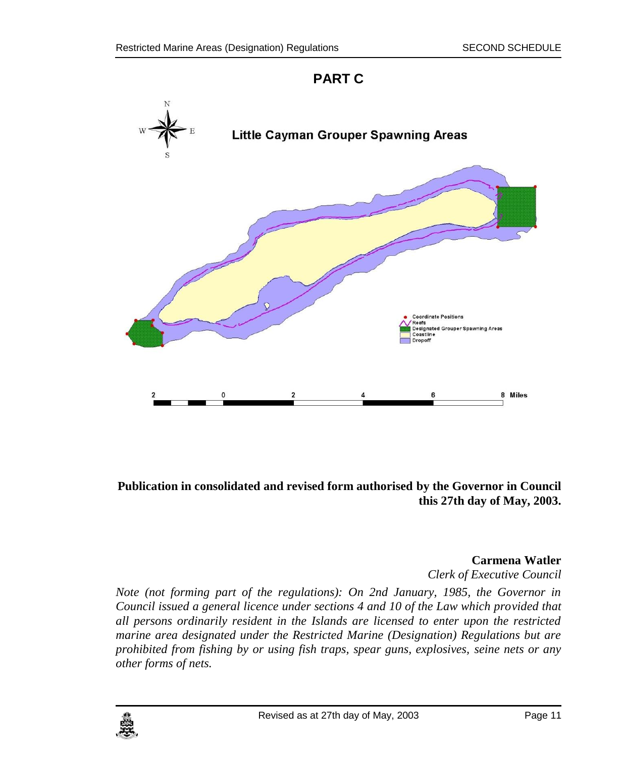## PART C

N
W
E
S

Little Cayman Grouper Spawning Areas

Coordinate Positions
Reefs
Designated Grouper Spawning Areas
Coastline
Dropoff

2 0 2 4 6 8 Miles

**Publication in consolidated and revised form authorised by the Governor in Council this 27th day of May, 2003.**

**Carmena Watler**
*Clerk of Executive Council*

*Note (not forming part of the regulations): On 2nd January, 1985, the Governor in Council issued a general licence under sections 4 and 10 of the Law which provided that all persons ordinarily resident in the Islands are licensed to enter upon the restricted marine area designated under the Restricted Marine (Designation) Regulations but are prohibited from fishing by or using fish traps, spear guns, explosives, seine nets or any other forms of nets.*